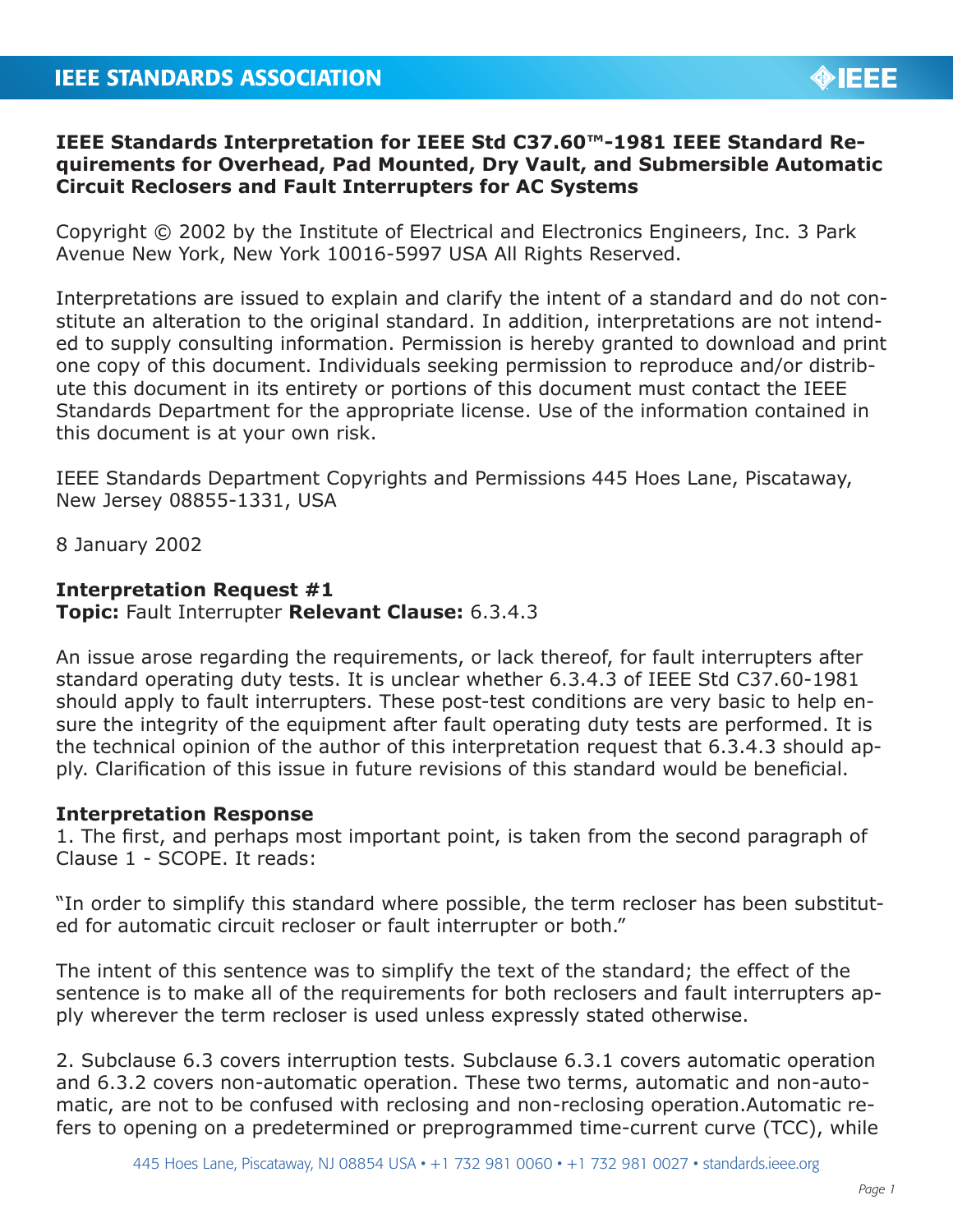# IEEE Standards Interpretation for IEEE Std C37.60™-1981 IEEE Standard Requirements for Overhead, Pad Mounted, Dry Vault, and Submersible Automatic Circuit Reclosers and Fault Interrupters for AC Systems

Copyright © 2002 by the Institute of Electrical and Electronics Engineers, Inc. 3 Park Avenue New York, New York 10016-5997 USA All Rights Reserved.

Interpretations are issued to explain and clarify the intent of a standard and do not constitute an alteration to the original standard. In addition, interpretations are not intended to supply consulting information. Permission is hereby granted to download and print one copy of this document. Individuals seeking permission to reproduce and/or distribute this document in its entirety or portions of this document must contact the IEEE Standards Department for the appropriate license. Use of the information contained in this document is at your own risk.

IEEE Standards Department Copyrights and Permissions 445 Hoes Lane, Piscataway, New Jersey 08855-1331, USA

8 January 2002

**Interpretation Request #1**
**Topic:** Fault Interrupter **Relevant Clause:** 6.3.4.3

An issue arose regarding the requirements, or lack thereof, for fault interrupters after standard operating duty tests. It is unclear whether 6.3.4.3 of IEEE Std C37.60-1981 should apply to fault interrupters. These post-test conditions are very basic to help ensure the integrity of the equipment after fault operating duty tests are performed. It is the technical opinion of the author of this interpretation request that 6.3.4.3 should apply. Clarification of this issue in future revisions of this standard would be beneficial.

**Interpretation Response**
1. The first, and perhaps most important point, is taken from the second paragraph of Clause 1 - SCOPE. It reads:

"In order to simplify this standard where possible, the term recloser has been substituted for automatic circuit recloser or fault interrupter or both."

The intent of this sentence was to simplify the text of the standard; the effect of the sentence is to make all of the requirements for both reclosers and fault interrupters apply wherever the term recloser is used unless expressly stated otherwise.

2. Subclause 6.3 covers interruption tests. Subclause 6.3.1 covers automatic operation and 6.3.2 covers non-automatic operation. These two terms, automatic and non-automatic, are not to be confused with reclosing and non-reclosing operation.Automatic refers to opening on a predetermined or preprogrammed time-current curve (TCC), while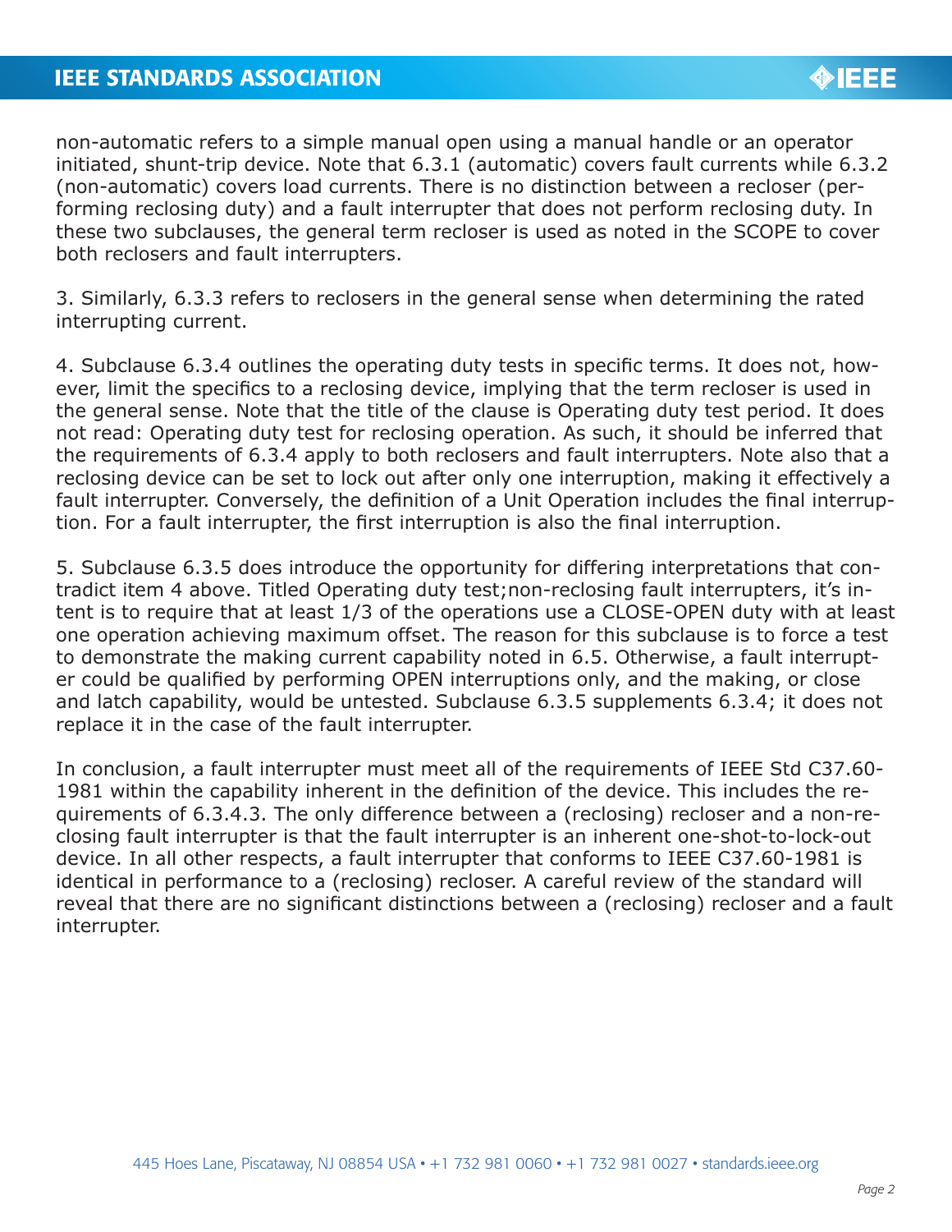non-automatic refers to a simple manual open using a manual handle or an operator initiated, shunt-trip device. Note that 6.3.1 (automatic) covers fault currents while 6.3.2 (non-automatic) covers load currents. There is no distinction between a recloser (performing reclosing duty) and a fault interrupter that does not perform reclosing duty. In these two subclauses, the general term recloser is used as noted in the SCOPE to cover both reclosers and fault interrupters.

3. Similarly, 6.3.3 refers to reclosers in the general sense when determining the rated interrupting current.

4. Subclause 6.3.4 outlines the operating duty tests in specific terms. It does not, however, limit the specifics to a reclosing device, implying that the term recloser is used in the general sense. Note that the title of the clause is Operating duty test period. It does not read: Operating duty test for reclosing operation. As such, it should be inferred that the requirements of 6.3.4 apply to both reclosers and fault interrupters. Note also that a reclosing device can be set to lock out after only one interruption, making it effectively a fault interrupter. Conversely, the definition of a Unit Operation includes the final interruption. For a fault interrupter, the first interruption is also the final interruption.

5. Subclause 6.3.5 does introduce the opportunity for differing interpretations that contradict item 4 above. Titled Operating duty test;non-reclosing fault interrupters, it's intent is to require that at least 1/3 of the operations use a CLOSE-OPEN duty with at least one operation achieving maximum offset. The reason for this subclause is to force a test to demonstrate the making current capability noted in 6.5. Otherwise, a fault interrupter could be qualified by performing OPEN interruptions only, and the making, or close and latch capability, would be untested. Subclause 6.3.5 supplements 6.3.4; it does not replace it in the case of the fault interrupter.

In conclusion, a fault interrupter must meet all of the requirements of IEEE Std C37.60-1981 within the capability inherent in the definition of the device. This includes the requirements of 6.3.4.3. The only difference between a (reclosing) recloser and a non-reclosing fault interrupter is that the fault interrupter is an inherent one-shot-to-lock-out device. In all other respects, a fault interrupter that conforms to IEEE C37.60-1981 is identical in performance to a (reclosing) recloser. A careful review of the standard will reveal that there are no significant distinctions between a (reclosing) recloser and a fault interrupter.